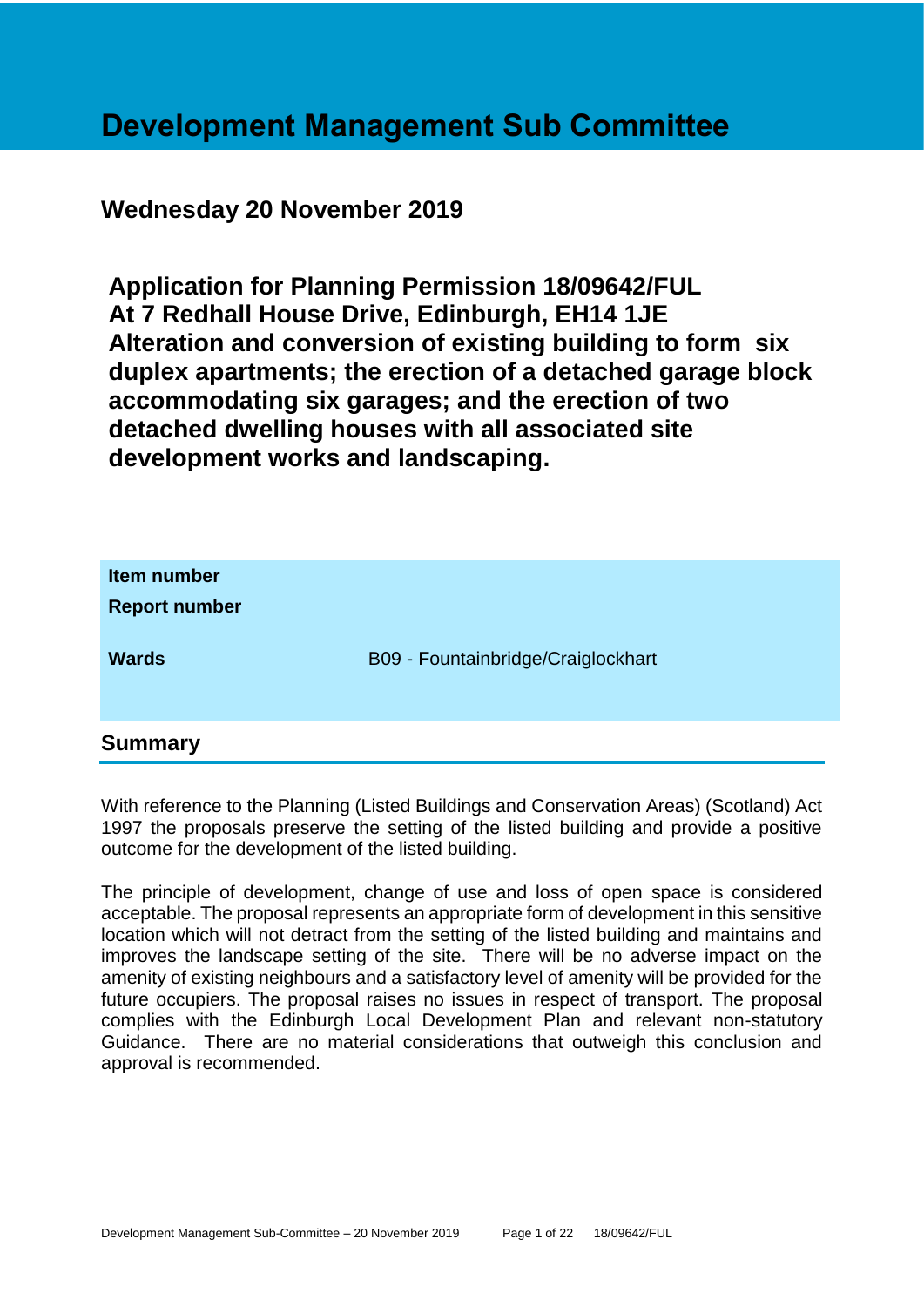# Development Management Sub Committee

## Wednesday 20 November 2019

## Application for Planning Permission 18/09642/FUL At 7 Redhall House Drive, Edinburgh, EH14 1JE Alteration and conversion of existing building to form six duplex apartments; the erection of a detached garage block accommodating six garages; and the erection of two detached dwelling houses with all associated site development works and landscaping.

| | |
|---|---|
| **Item number** | |
| **Report number** | |
| **Wards** | B09 - Fountainbridge/Craiglockhart |

## Summary

With reference to the Planning (Listed Buildings and Conservation Areas) (Scotland) Act 1997 the proposals preserve the setting of the listed building and provide a positive outcome for the development of the listed building.

The principle of development, change of use and loss of open space is considered acceptable. The proposal represents an appropriate form of development in this sensitive location which will not detract from the setting of the listed building and maintains and improves the landscape setting of the site. There will be no adverse impact on the amenity of existing neighbours and a satisfactory level of amenity will be provided for the future occupiers. The proposal raises no issues in respect of transport. The proposal complies with the Edinburgh Local Development Plan and relevant non-statutory Guidance. There are no material considerations that outweigh this conclusion and approval is recommended.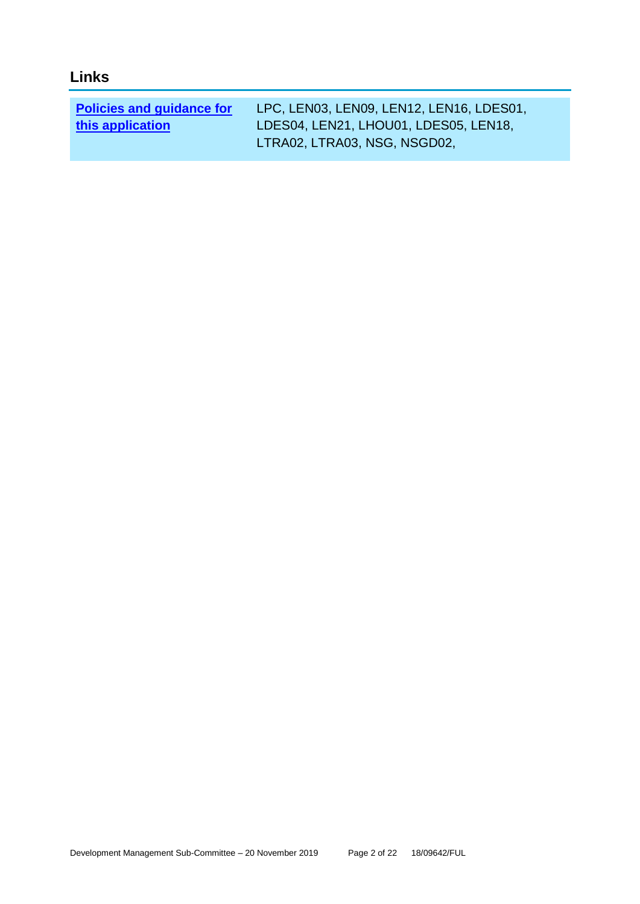## Links

| Policies and guidance for this application | LPC, LEN03, LEN09, LEN12, LEN16, LDES01, LDES04, LEN21, LHOU01, LDES05, LEN18, LTRA02, LTRA03, NSG, NSGD02, |
|---|---|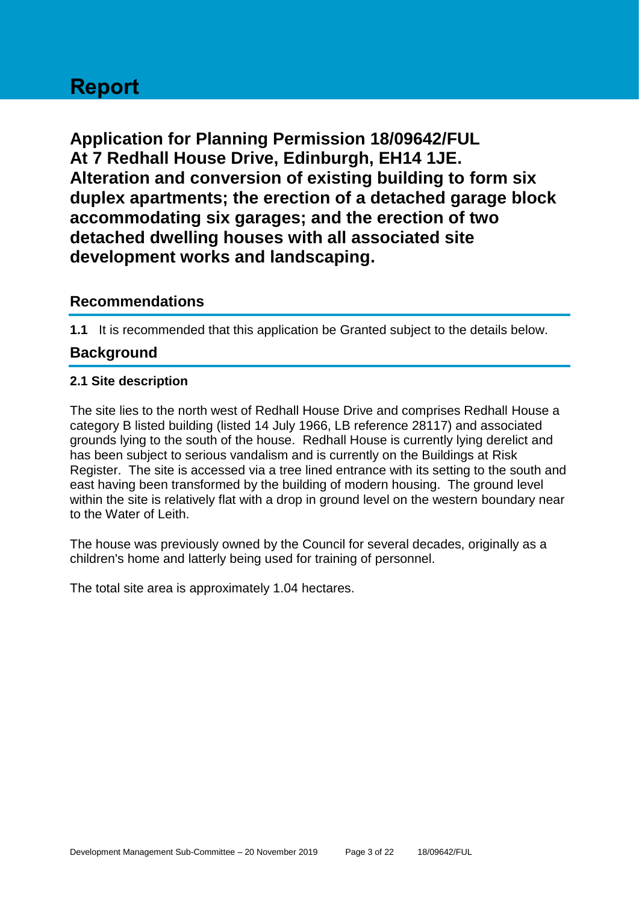# Report

## Application for Planning Permission 18/09642/FUL At 7 Redhall House Drive, Edinburgh, EH14 1JE. Alteration and conversion of existing building to form six duplex apartments; the erection of a detached garage block accommodating six garages; and the erection of two detached dwelling houses with all associated site development works and landscaping.

## Recommendations

**1.1** It is recommended that this application be Granted subject to the details below.

## Background

### 2.1 Site description

The site lies to the north west of Redhall House Drive and comprises Redhall House a category B listed building (listed 14 July 1966, LB reference 28117) and associated grounds lying to the south of the house. Redhall House is currently lying derelict and has been subject to serious vandalism and is currently on the Buildings at Risk Register. The site is accessed via a tree lined entrance with its setting to the south and east having been transformed by the building of modern housing. The ground level within the site is relatively flat with a drop in ground level on the western boundary near to the Water of Leith.

The house was previously owned by the Council for several decades, originally as a children's home and latterly being used for training of personnel.

The total site area is approximately 1.04 hectares.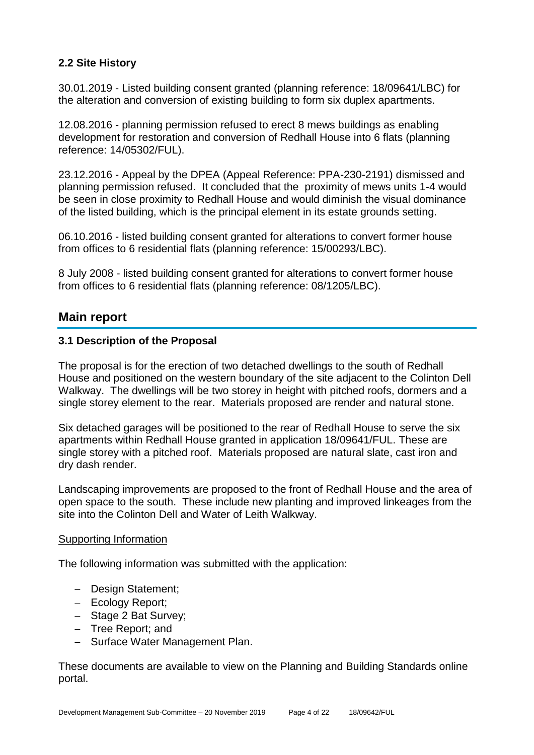### 2.2 Site History

30.01.2019 - Listed building consent granted (planning reference: 18/09641/LBC) for the alteration and conversion of existing building to form six duplex apartments.

12.08.2016 - planning permission refused to erect 8 mews buildings as enabling development for restoration and conversion of Redhall House into 6 flats (planning reference: 14/05302/FUL).

23.12.2016 - Appeal by the DPEA (Appeal Reference: PPA-230-2191) dismissed and planning permission refused. It concluded that the proximity of mews units 1-4 would be seen in close proximity to Redhall House and would diminish the visual dominance of the listed building, which is the principal element in its estate grounds setting.

06.10.2016 - listed building consent granted for alterations to convert former house from offices to 6 residential flats (planning reference: 15/00293/LBC).

8 July 2008 - listed building consent granted for alterations to convert former house from offices to 6 residential flats (planning reference: 08/1205/LBC).

## Main report

### 3.1 Description of the Proposal

The proposal is for the erection of two detached dwellings to the south of Redhall House and positioned on the western boundary of the site adjacent to the Colinton Dell Walkway. The dwellings will be two storey in height with pitched roofs, dormers and a single storey element to the rear. Materials proposed are render and natural stone.

Six detached garages will be positioned to the rear of Redhall House to serve the six apartments within Redhall House granted in application 18/09641/FUL. These are single storey with a pitched roof. Materials proposed are natural slate, cast iron and dry dash render.

Landscaping improvements are proposed to the front of Redhall House and the area of open space to the south. These include new planting and improved linkeages from the site into the Colinton Dell and Water of Leith Walkway.

Supporting Information

The following information was submitted with the application:

- Design Statement;
- Ecology Report;
- Stage 2 Bat Survey;
- Tree Report; and
- Surface Water Management Plan.

These documents are available to view on the Planning and Building Standards online portal.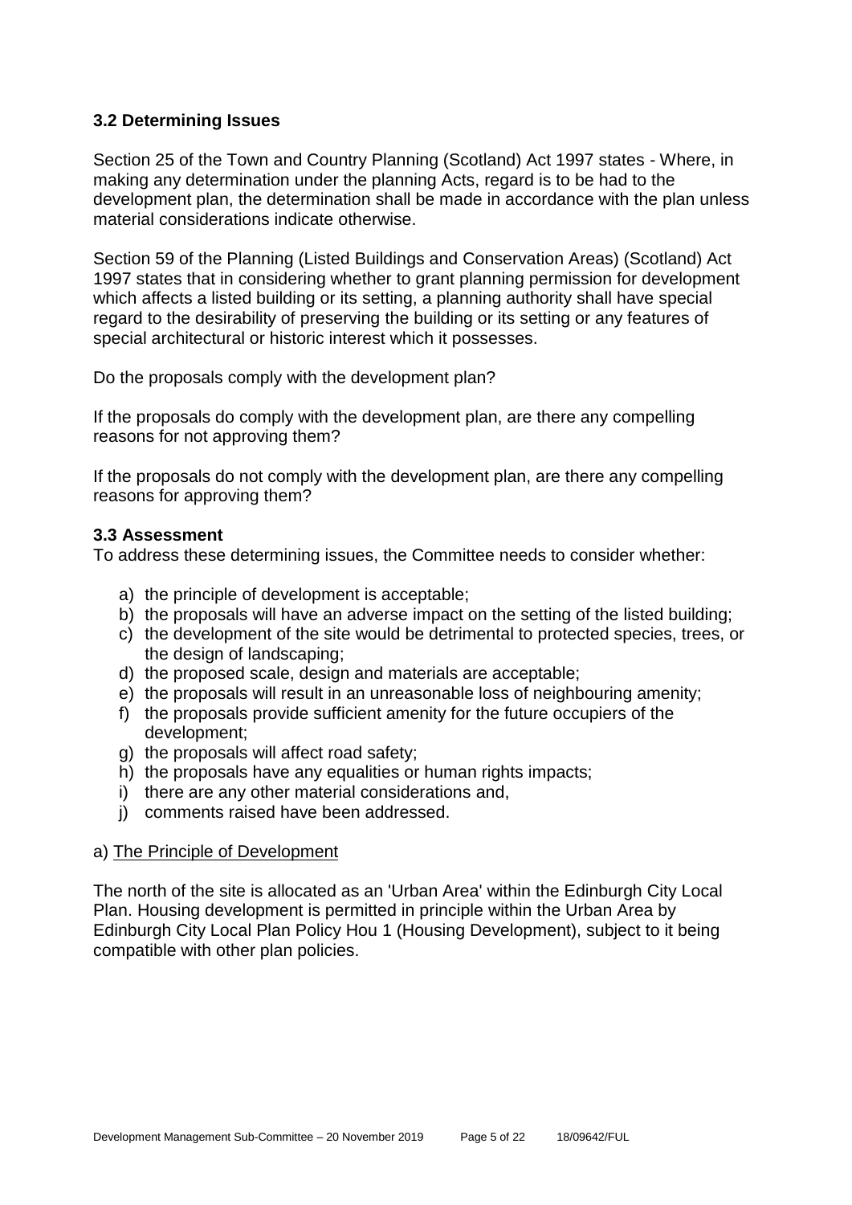### 3.2 Determining Issues

Section 25 of the Town and Country Planning (Scotland) Act 1997 states - Where, in making any determination under the planning Acts, regard is to be had to the development plan, the determination shall be made in accordance with the plan unless material considerations indicate otherwise.

Section 59 of the Planning (Listed Buildings and Conservation Areas) (Scotland) Act 1997 states that in considering whether to grant planning permission for development which affects a listed building or its setting, a planning authority shall have special regard to the desirability of preserving the building or its setting or any features of special architectural or historic interest which it possesses.

Do the proposals comply with the development plan?

If the proposals do comply with the development plan, are there any compelling reasons for not approving them?

If the proposals do not comply with the development plan, are there any compelling reasons for approving them?

### 3.3 Assessment

To address these determining issues, the Committee needs to consider whether:

a) the principle of development is acceptable;
b) the proposals will have an adverse impact on the setting of the listed building;
c) the development of the site would be detrimental to protected species, trees, or the design of landscaping;
d) the proposed scale, design and materials are acceptable;
e) the proposals will result in an unreasonable loss of neighbouring amenity;
f) the proposals provide sufficient amenity for the future occupiers of the development;
g) the proposals will affect road safety;
h) the proposals have any equalities or human rights impacts;
i) there are any other material considerations and,
j) comments raised have been addressed.

a) <u>The Principle of Development</u>

The north of the site is allocated as an 'Urban Area' within the Edinburgh City Local Plan. Housing development is permitted in principle within the Urban Area by Edinburgh City Local Plan Policy Hou 1 (Housing Development), subject to it being compatible with other plan policies.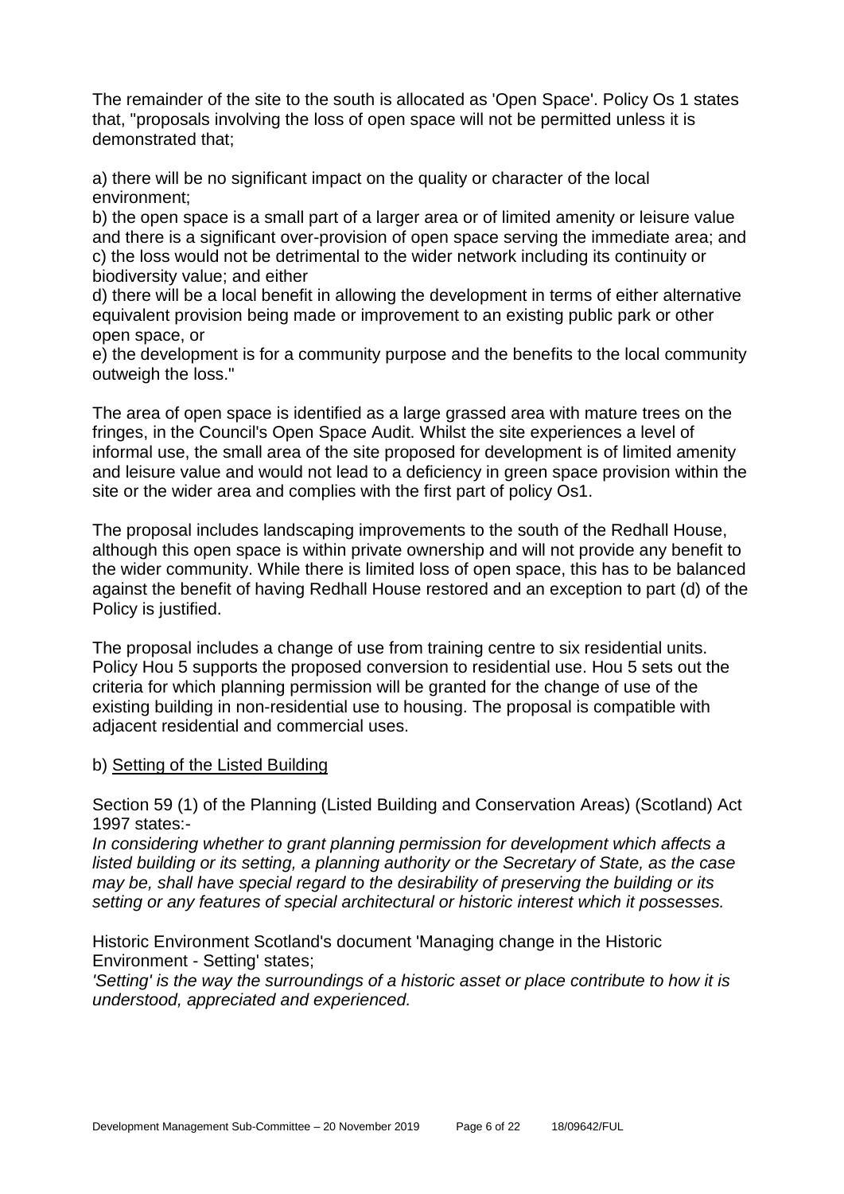The remainder of the site to the south is allocated as 'Open Space'. Policy Os 1 states that, "proposals involving the loss of open space will not be permitted unless it is demonstrated that;

a) there will be no significant impact on the quality or character of the local environment;
b) the open space is a small part of a larger area or of limited amenity or leisure value and there is a significant over-provision of open space serving the immediate area; and
c) the loss would not be detrimental to the wider network including its continuity or biodiversity value; and either
d) there will be a local benefit in allowing the development in terms of either alternative equivalent provision being made or improvement to an existing public park or other open space, or
e) the development is for a community purpose and the benefits to the local community outweigh the loss."

The area of open space is identified as a large grassed area with mature trees on the fringes, in the Council's Open Space Audit. Whilst the site experiences a level of informal use, the small area of the site proposed for development is of limited amenity and leisure value and would not lead to a deficiency in green space provision within the site or the wider area and complies with the first part of policy Os1.

The proposal includes landscaping improvements to the south of the Redhall House, although this open space is within private ownership and will not provide any benefit to the wider community. While there is limited loss of open space, this has to be balanced against the benefit of having Redhall House restored and an exception to part (d) of the Policy is justified.

The proposal includes a change of use from training centre to six residential units. Policy Hou 5 supports the proposed conversion to residential use. Hou 5 sets out the criteria for which planning permission will be granted for the change of use of the existing building in non-residential use to housing. The proposal is compatible with adjacent residential and commercial uses.

b) Setting of the Listed Building

Section 59 (1) of the Planning (Listed Building and Conservation Areas) (Scotland) Act 1997 states:-
*In considering whether to grant planning permission for development which affects a listed building or its setting, a planning authority or the Secretary of State, as the case may be, shall have special regard to the desirability of preserving the building or its setting or any features of special architectural or historic interest which it possesses.*

Historic Environment Scotland's document 'Managing change in the Historic Environment - Setting' states;
*'Setting' is the way the surroundings of a historic asset or place contribute to how it is understood, appreciated and experienced.*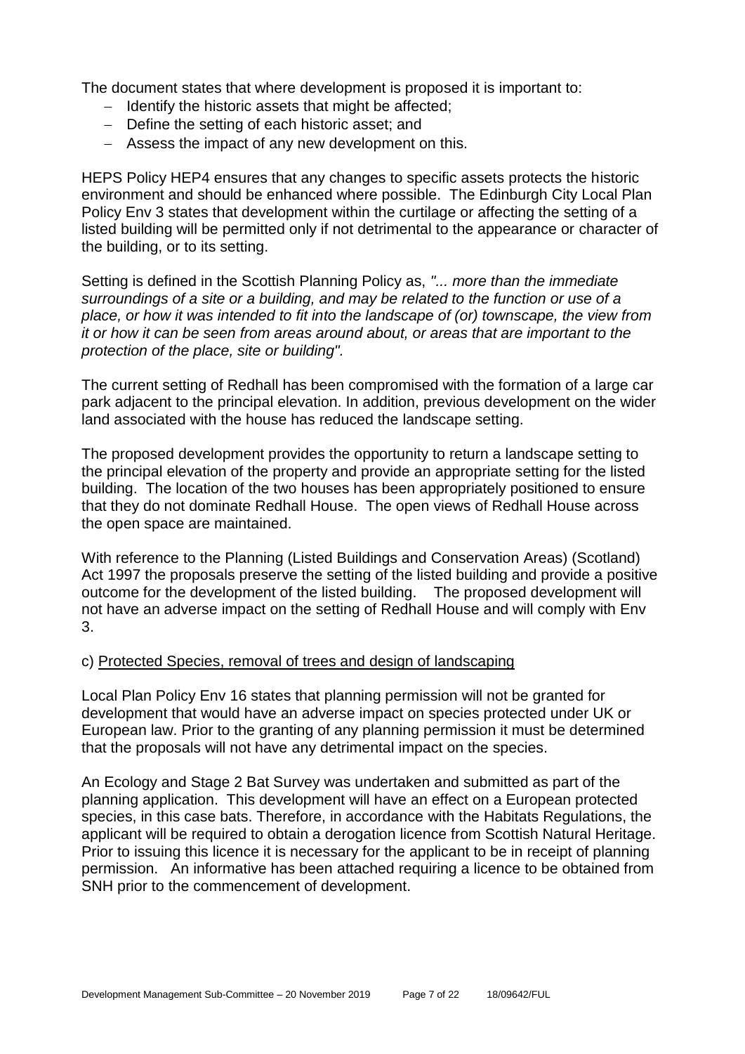The document states that where development is proposed it is important to:

- Identify the historic assets that might be affected;
- Define the setting of each historic asset; and
- Assess the impact of any new development on this.

HEPS Policy HEP4 ensures that any changes to specific assets protects the historic environment and should be enhanced where possible. The Edinburgh City Local Plan Policy Env 3 states that development within the curtilage or affecting the setting of a listed building will be permitted only if not detrimental to the appearance or character of the building, or to its setting.

Setting is defined in the Scottish Planning Policy as, *"... more than the immediate surroundings of a site or a building, and may be related to the function or use of a place, or how it was intended to fit into the landscape of (or) townscape, the view from it or how it can be seen from areas around about, or areas that are important to the protection of the place, site or building".*

The current setting of Redhall has been compromised with the formation of a large car park adjacent to the principal elevation. In addition, previous development on the wider land associated with the house has reduced the landscape setting.

The proposed development provides the opportunity to return a landscape setting to the principal elevation of the property and provide an appropriate setting for the listed building. The location of the two houses has been appropriately positioned to ensure that they do not dominate Redhall House. The open views of Redhall House across the open space are maintained.

With reference to the Planning (Listed Buildings and Conservation Areas) (Scotland) Act 1997 the proposals preserve the setting of the listed building and provide a positive outcome for the development of the listed building. The proposed development will not have an adverse impact on the setting of Redhall House and will comply with Env 3.

c) <u>Protected Species, removal of trees and design of landscaping</u>

Local Plan Policy Env 16 states that planning permission will not be granted for development that would have an adverse impact on species protected under UK or European law. Prior to the granting of any planning permission it must be determined that the proposals will not have any detrimental impact on the species.

An Ecology and Stage 2 Bat Survey was undertaken and submitted as part of the planning application. This development will have an effect on a European protected species, in this case bats. Therefore, in accordance with the Habitats Regulations, the applicant will be required to obtain a derogation licence from Scottish Natural Heritage. Prior to issuing this licence it is necessary for the applicant to be in receipt of planning permission. An informative has been attached requiring a licence to be obtained from SNH prior to the commencement of development.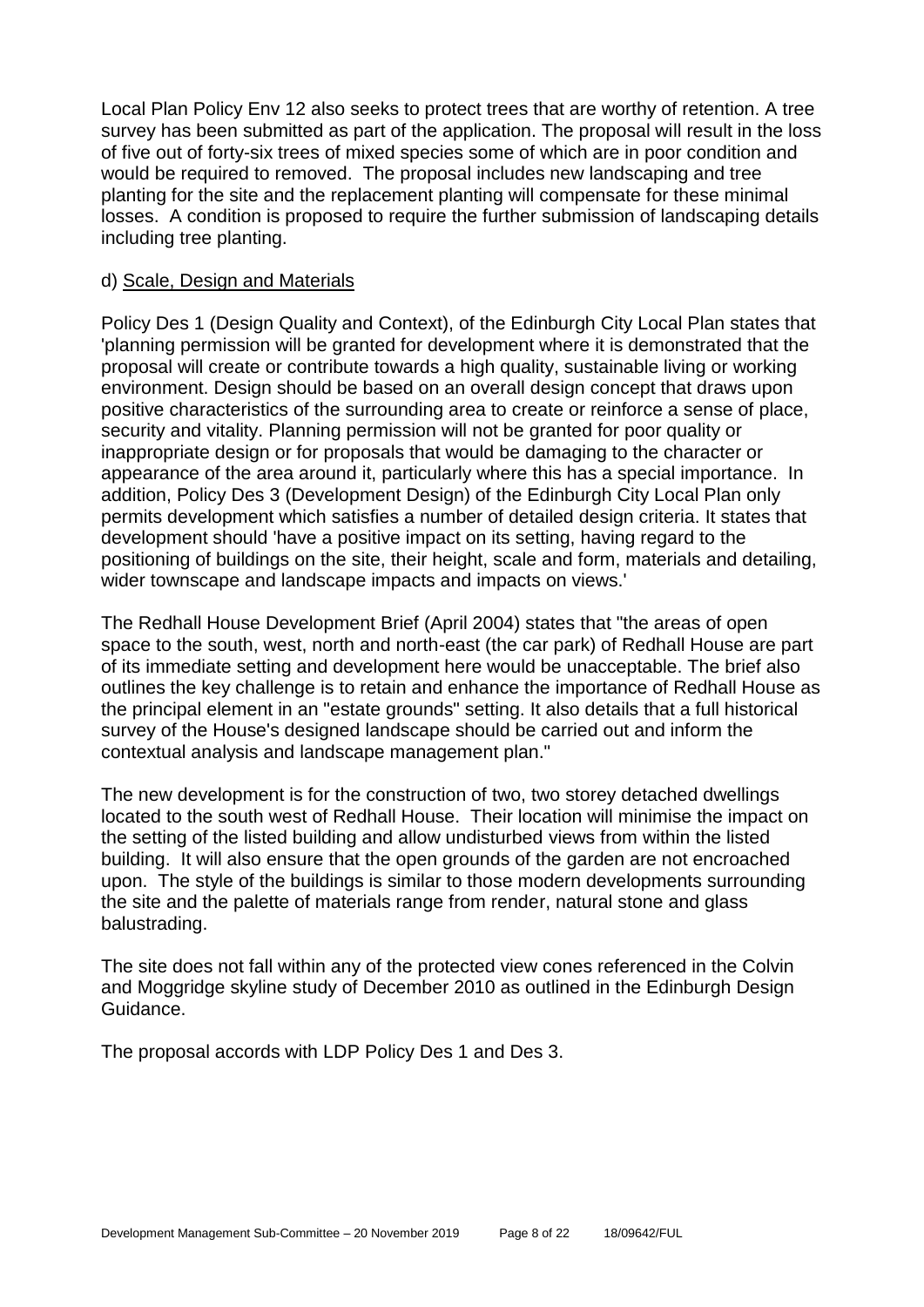Local Plan Policy Env 12 also seeks to protect trees that are worthy of retention. A tree survey has been submitted as part of the application. The proposal will result in the loss of five out of forty-six trees of mixed species some of which are in poor condition and would be required to removed. The proposal includes new landscaping and tree planting for the site and the replacement planting will compensate for these minimal losses. A condition is proposed to require the further submission of landscaping details including tree planting.

d) Scale, Design and Materials

Policy Des 1 (Design Quality and Context), of the Edinburgh City Local Plan states that 'planning permission will be granted for development where it is demonstrated that the proposal will create or contribute towards a high quality, sustainable living or working environment. Design should be based on an overall design concept that draws upon positive characteristics of the surrounding area to create or reinforce a sense of place, security and vitality. Planning permission will not be granted for poor quality or inappropriate design or for proposals that would be damaging to the character or appearance of the area around it, particularly where this has a special importance. In addition, Policy Des 3 (Development Design) of the Edinburgh City Local Plan only permits development which satisfies a number of detailed design criteria. It states that development should 'have a positive impact on its setting, having regard to the positioning of buildings on the site, their height, scale and form, materials and detailing, wider townscape and landscape impacts and impacts on views.'

The Redhall House Development Brief (April 2004) states that "the areas of open space to the south, west, north and north-east (the car park) of Redhall House are part of its immediate setting and development here would be unacceptable. The brief also outlines the key challenge is to retain and enhance the importance of Redhall House as the principal element in an "estate grounds" setting. It also details that a full historical survey of the House's designed landscape should be carried out and inform the contextual analysis and landscape management plan."

The new development is for the construction of two, two storey detached dwellings located to the south west of Redhall House. Their location will minimise the impact on the setting of the listed building and allow undisturbed views from within the listed building. It will also ensure that the open grounds of the garden are not encroached upon. The style of the buildings is similar to those modern developments surrounding the site and the palette of materials range from render, natural stone and glass balustrading.

The site does not fall within any of the protected view cones referenced in the Colvin and Moggridge skyline study of December 2010 as outlined in the Edinburgh Design Guidance.

The proposal accords with LDP Policy Des 1 and Des 3.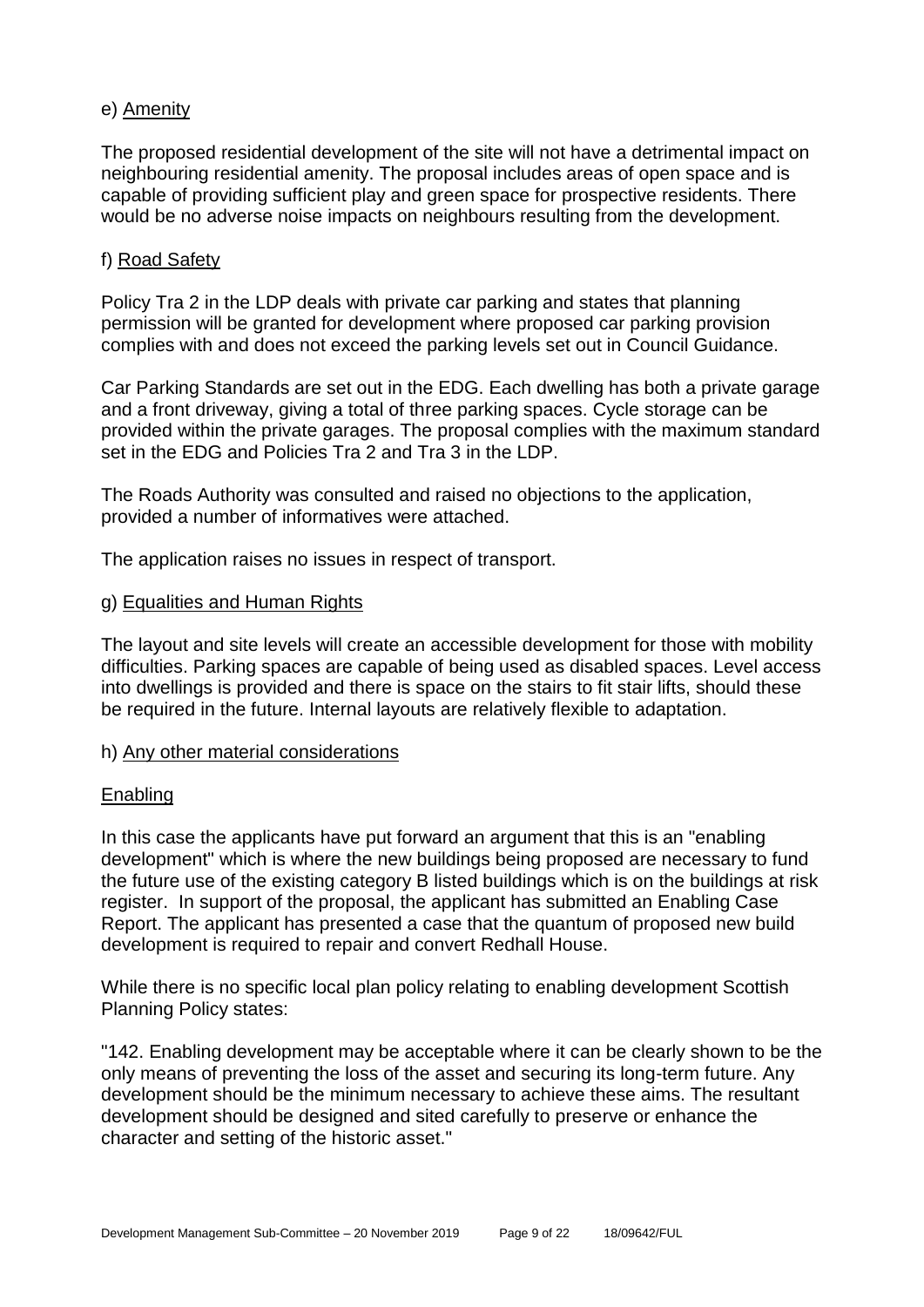e) Amenity

The proposed residential development of the site will not have a detrimental impact on neighbouring residential amenity. The proposal includes areas of open space and is capable of providing sufficient play and green space for prospective residents. There would be no adverse noise impacts on neighbours resulting from the development.

f) Road Safety

Policy Tra 2 in the LDP deals with private car parking and states that planning permission will be granted for development where proposed car parking provision complies with and does not exceed the parking levels set out in Council Guidance.

Car Parking Standards are set out in the EDG. Each dwelling has both a private garage and a front driveway, giving a total of three parking spaces. Cycle storage can be provided within the private garages. The proposal complies with the maximum standard set in the EDG and Policies Tra 2 and Tra 3 in the LDP.

The Roads Authority was consulted and raised no objections to the application, provided a number of informatives were attached.

The application raises no issues in respect of transport.

g) Equalities and Human Rights

The layout and site levels will create an accessible development for those with mobility difficulties. Parking spaces are capable of being used as disabled spaces. Level access into dwellings is provided and there is space on the stairs to fit stair lifts, should these be required in the future. Internal layouts are relatively flexible to adaptation.

h) Any other material considerations

Enabling

In this case the applicants have put forward an argument that this is an "enabling development" which is where the new buildings being proposed are necessary to fund the future use of the existing category B listed buildings which is on the buildings at risk register. In support of the proposal, the applicant has submitted an Enabling Case Report. The applicant has presented a case that the quantum of proposed new build development is required to repair and convert Redhall House.

While there is no specific local plan policy relating to enabling development Scottish Planning Policy states:

"142. Enabling development may be acceptable where it can be clearly shown to be the only means of preventing the loss of the asset and securing its long-term future. Any development should be the minimum necessary to achieve these aims. The resultant development should be designed and sited carefully to preserve or enhance the character and setting of the historic asset."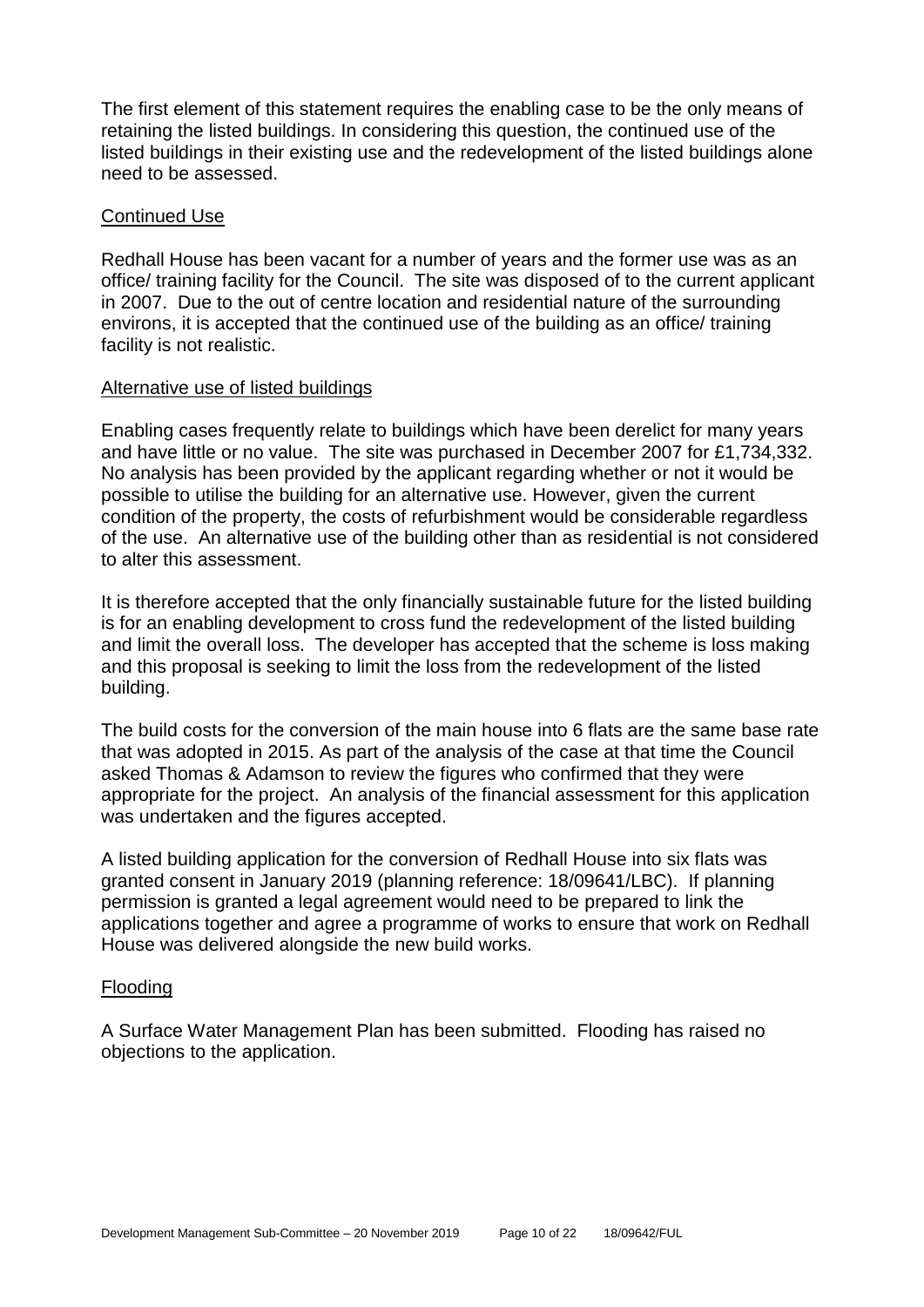The first element of this statement requires the enabling case to be the only means of retaining the listed buildings. In considering this question, the continued use of the listed buildings in their existing use and the redevelopment of the listed buildings alone need to be assessed.

<u>Continued Use</u>

Redhall House has been vacant for a number of years and the former use was as an office/ training facility for the Council. The site was disposed of to the current applicant in 2007. Due to the out of centre location and residential nature of the surrounding environs, it is accepted that the continued use of the building as an office/ training facility is not realistic.

<u>Alternative use of listed buildings</u>

Enabling cases frequently relate to buildings which have been derelict for many years and have little or no value. The site was purchased in December 2007 for £1,734,332. No analysis has been provided by the applicant regarding whether or not it would be possible to utilise the building for an alternative use. However, given the current condition of the property, the costs of refurbishment would be considerable regardless of the use. An alternative use of the building other than as residential is not considered to alter this assessment.

It is therefore accepted that the only financially sustainable future for the listed building is for an enabling development to cross fund the redevelopment of the listed building and limit the overall loss. The developer has accepted that the scheme is loss making and this proposal is seeking to limit the loss from the redevelopment of the listed building.

The build costs for the conversion of the main house into 6 flats are the same base rate that was adopted in 2015. As part of the analysis of the case at that time the Council asked Thomas & Adamson to review the figures who confirmed that they were appropriate for the project. An analysis of the financial assessment for this application was undertaken and the figures accepted.

A listed building application for the conversion of Redhall House into six flats was granted consent in January 2019 (planning reference: 18/09641/LBC). If planning permission is granted a legal agreement would need to be prepared to link the applications together and agree a programme of works to ensure that work on Redhall House was delivered alongside the new build works.

<u>Flooding</u>

A Surface Water Management Plan has been submitted. Flooding has raised no objections to the application.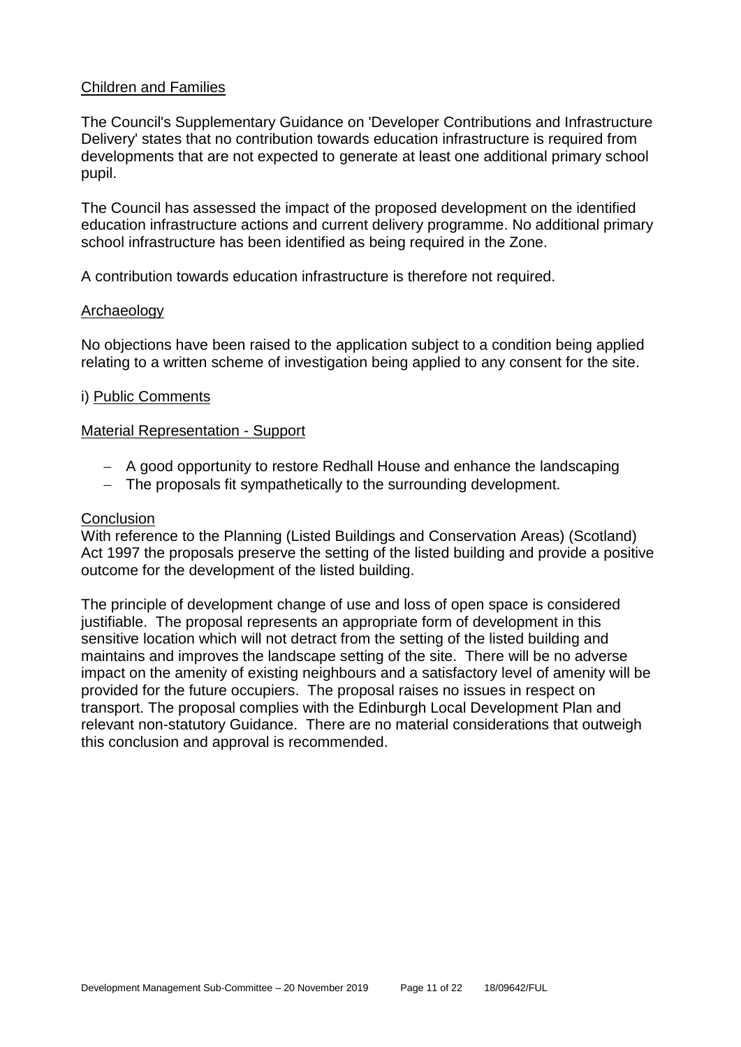Children and Families

The Council's Supplementary Guidance on 'Developer Contributions and Infrastructure Delivery' states that no contribution towards education infrastructure is required from developments that are not expected to generate at least one additional primary school pupil.

The Council has assessed the impact of the proposed development on the identified education infrastructure actions and current delivery programme. No additional primary school infrastructure has been identified as being required in the Zone.

A contribution towards education infrastructure is therefore not required.

Archaeology

No objections have been raised to the application subject to a condition being applied relating to a written scheme of investigation being applied to any consent for the site.

i) Public Comments

Material Representation - Support

- A good opportunity to restore Redhall House and enhance the landscaping
- The proposals fit sympathetically to the surrounding development.

Conclusion

With reference to the Planning (Listed Buildings and Conservation Areas) (Scotland) Act 1997 the proposals preserve the setting of the listed building and provide a positive outcome for the development of the listed building.

The principle of development change of use and loss of open space is considered justifiable. The proposal represents an appropriate form of development in this sensitive location which will not detract from the setting of the listed building and maintains and improves the landscape setting of the site. There will be no adverse impact on the amenity of existing neighbours and a satisfactory level of amenity will be provided for the future occupiers. The proposal raises no issues in respect on transport. The proposal complies with the Edinburgh Local Development Plan and relevant non-statutory Guidance. There are no material considerations that outweigh this conclusion and approval is recommended.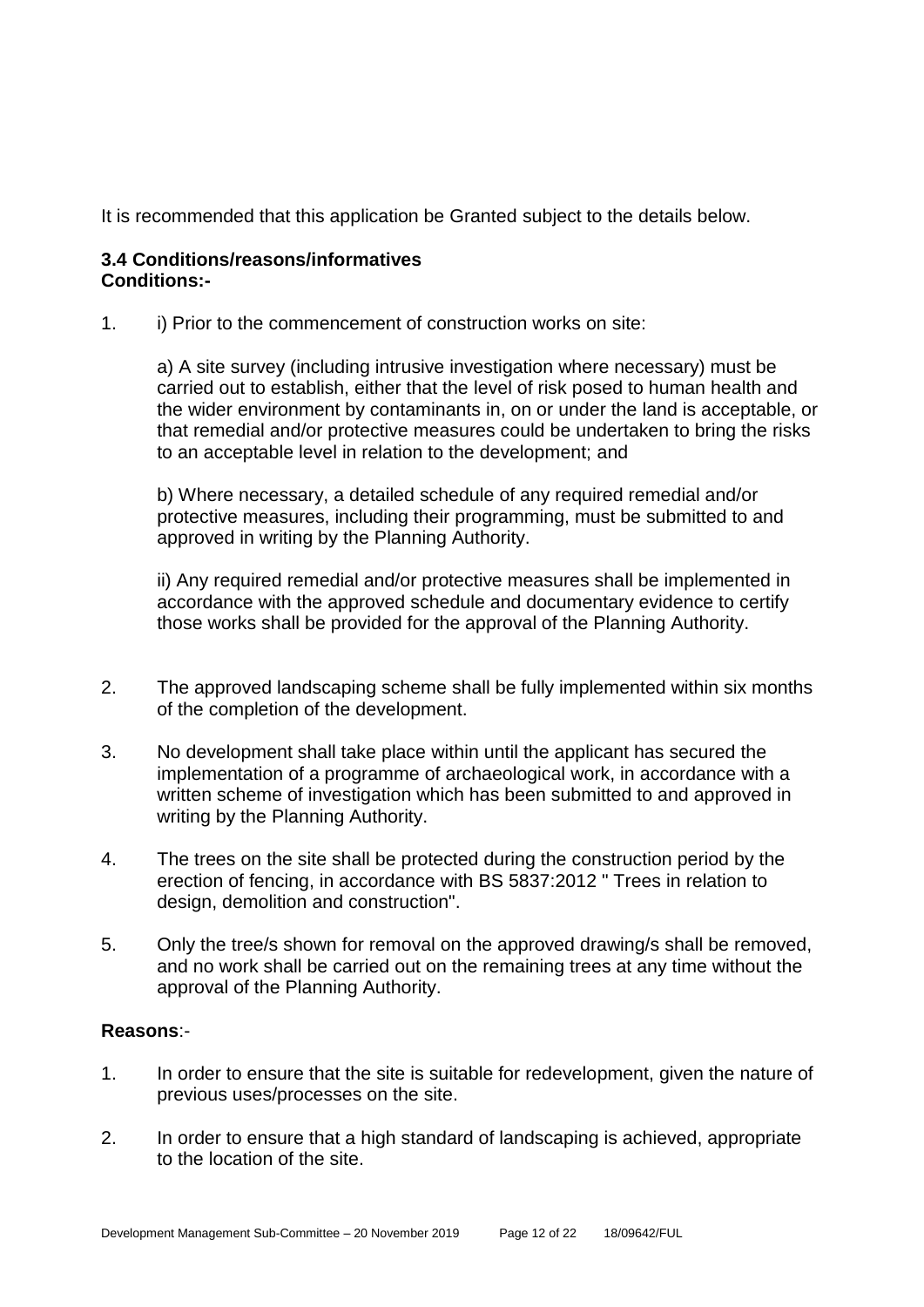It is recommended that this application be Granted subject to the details below.

**3.4 Conditions/reasons/informatives**
**Conditions:-**

1. i) Prior to the commencement of construction works on site:

   a) A site survey (including intrusive investigation where necessary) must be carried out to establish, either that the level of risk posed to human health and the wider environment by contaminants in, on or under the land is acceptable, or that remedial and/or protective measures could be undertaken to bring the risks to an acceptable level in relation to the development; and

   b) Where necessary, a detailed schedule of any required remedial and/or protective measures, including their programming, must be submitted to and approved in writing by the Planning Authority.

   ii) Any required remedial and/or protective measures shall be implemented in accordance with the approved schedule and documentary evidence to certify those works shall be provided for the approval of the Planning Authority.

2. The approved landscaping scheme shall be fully implemented within six months of the completion of the development.

3. No development shall take place within until the applicant has secured the implementation of a programme of archaeological work, in accordance with a written scheme of investigation which has been submitted to and approved in writing by the Planning Authority.

4. The trees on the site shall be protected during the construction period by the erection of fencing, in accordance with BS 5837:2012 " Trees in relation to design, demolition and construction".

5. Only the tree/s shown for removal on the approved drawing/s shall be removed, and no work shall be carried out on the remaining trees at any time without the approval of the Planning Authority.

**Reasons**:-

1. In order to ensure that the site is suitable for redevelopment, given the nature of previous uses/processes on the site.

2. In order to ensure that a high standard of landscaping is achieved, appropriate to the location of the site.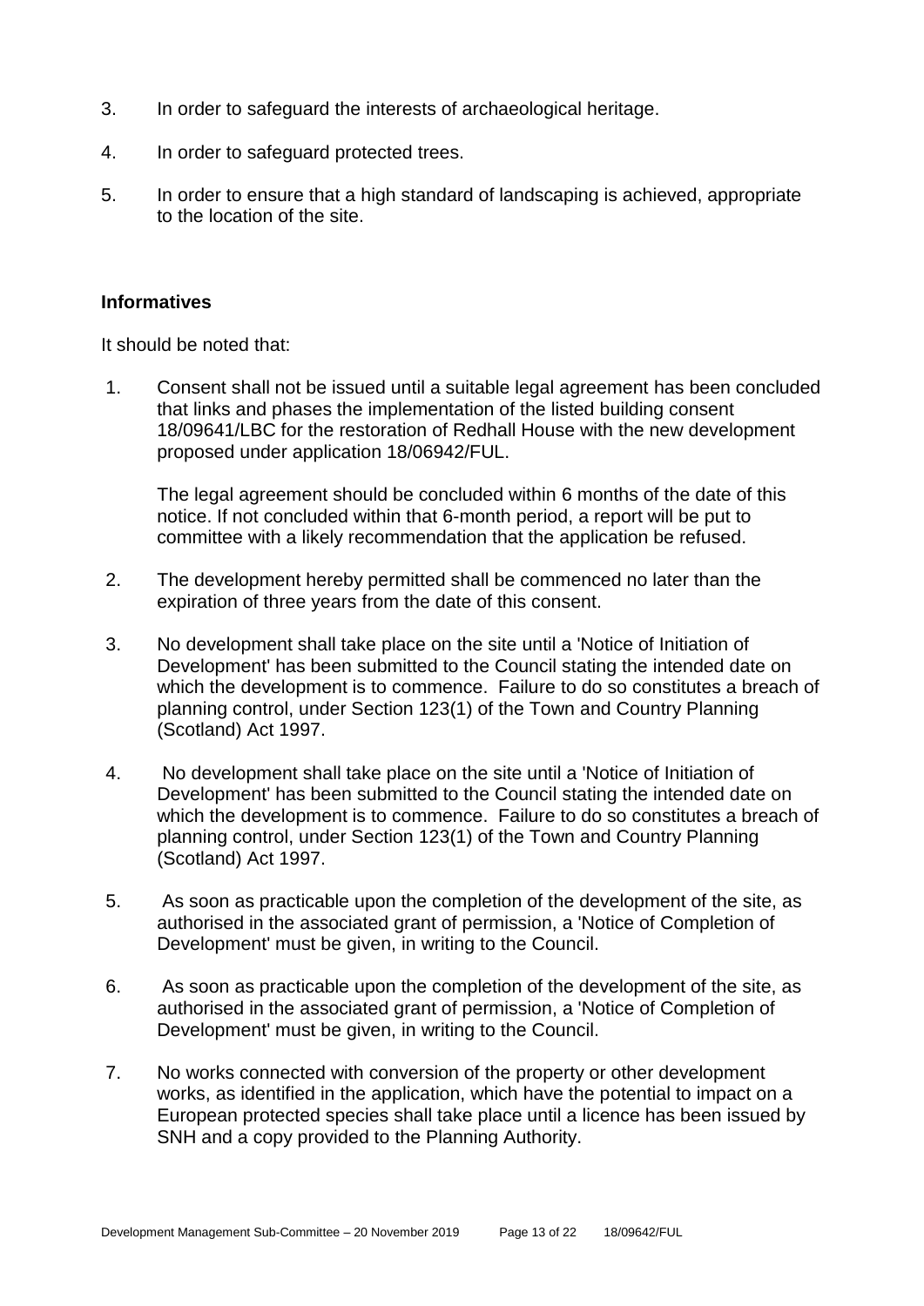3. In order to safeguard the interests of archaeological heritage.

4. In order to safeguard protected trees.

5. In order to ensure that a high standard of landscaping is achieved, appropriate to the location of the site.

**Informatives**

It should be noted that:

1. Consent shall not be issued until a suitable legal agreement has been concluded that links and phases the implementation of the listed building consent 18/09641/LBC for the restoration of Redhall House with the new development proposed under application 18/06942/FUL.

   The legal agreement should be concluded within 6 months of the date of this notice. If not concluded within that 6-month period, a report will be put to committee with a likely recommendation that the application be refused.

2. The development hereby permitted shall be commenced no later than the expiration of three years from the date of this consent.

3. No development shall take place on the site until a 'Notice of Initiation of Development' has been submitted to the Council stating the intended date on which the development is to commence. Failure to do so constitutes a breach of planning control, under Section 123(1) of the Town and Country Planning (Scotland) Act 1997.

4. No development shall take place on the site until a 'Notice of Initiation of Development' has been submitted to the Council stating the intended date on which the development is to commence. Failure to do so constitutes a breach of planning control, under Section 123(1) of the Town and Country Planning (Scotland) Act 1997.

5. As soon as practicable upon the completion of the development of the site, as authorised in the associated grant of permission, a 'Notice of Completion of Development' must be given, in writing to the Council.

6. As soon as practicable upon the completion of the development of the site, as authorised in the associated grant of permission, a 'Notice of Completion of Development' must be given, in writing to the Council.

7. No works connected with conversion of the property or other development works, as identified in the application, which have the potential to impact on a European protected species shall take place until a licence has been issued by SNH and a copy provided to the Planning Authority.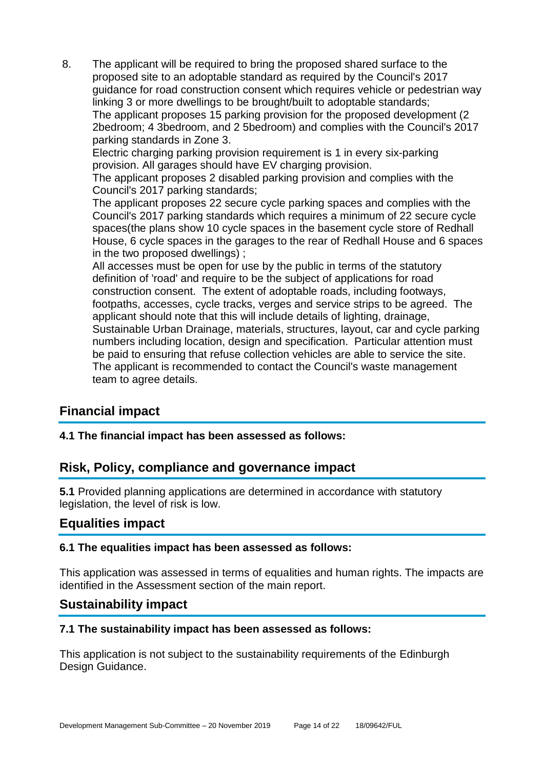8. The applicant will be required to bring the proposed shared surface to the proposed site to an adoptable standard as required by the Council's 2017 guidance for road construction consent which requires vehicle or pedestrian way linking 3 or more dwellings to be brought/built to adoptable standards;
   The applicant proposes 15 parking provision for the proposed development (2 2bedroom; 4 3bedroom, and 2 5bedroom) and complies with the Council's 2017 parking standards in Zone 3.
   Electric charging parking provision requirement is 1 in every six-parking provision. All garages should have EV charging provision.
   The applicant proposes 2 disabled parking provision and complies with the Council's 2017 parking standards;
   The applicant proposes 22 secure cycle parking spaces and complies with the Council's 2017 parking standards which requires a minimum of 22 secure cycle spaces(the plans show 10 cycle spaces in the basement cycle store of Redhall House, 6 cycle spaces in the garages to the rear of Redhall House and 6 spaces in the two proposed dwellings) ;
   All accesses must be open for use by the public in terms of the statutory definition of 'road' and require to be the subject of applications for road construction consent. The extent of adoptable roads, including footways, footpaths, accesses, cycle tracks, verges and service strips to be agreed. The applicant should note that this will include details of lighting, drainage, Sustainable Urban Drainage, materials, structures, layout, car and cycle parking numbers including location, design and specification. Particular attention must be paid to ensuring that refuse collection vehicles are able to service the site. The applicant is recommended to contact the Council's waste management team to agree details.

## Financial impact

**4.1 The financial impact has been assessed as follows:**

## Risk, Policy, compliance and governance impact

**5.1** Provided planning applications are determined in accordance with statutory legislation, the level of risk is low.

## Equalities impact

**6.1 The equalities impact has been assessed as follows:**

This application was assessed in terms of equalities and human rights. The impacts are identified in the Assessment section of the main report.

## Sustainability impact

**7.1 The sustainability impact has been assessed as follows:**

This application is not subject to the sustainability requirements of the Edinburgh Design Guidance.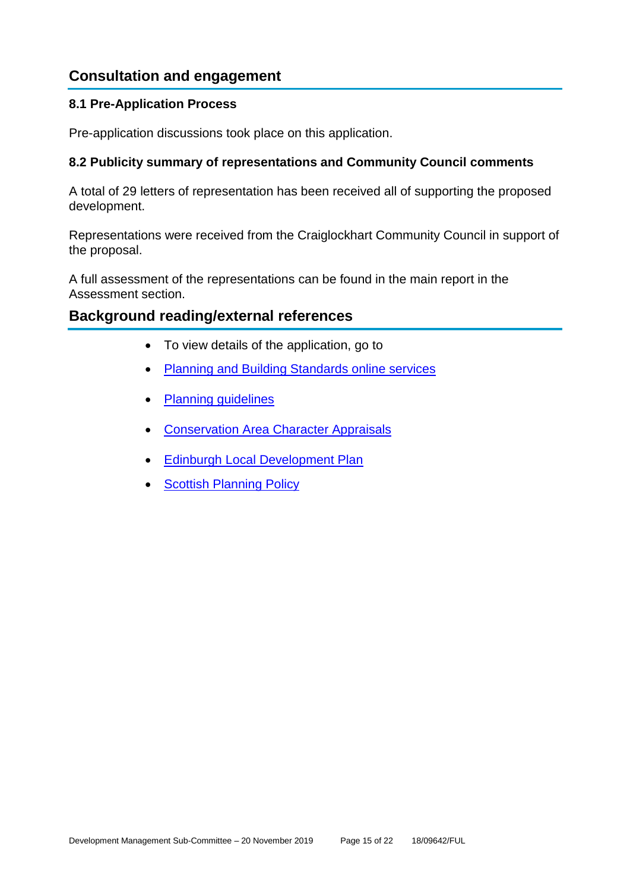## Consultation and engagement

### 8.1 Pre-Application Process

Pre-application discussions took place on this application.

### 8.2 Publicity summary of representations and Community Council comments

A total of 29 letters of representation has been received all of supporting the proposed development.

Representations were received from the Craiglockhart Community Council in support of the proposal.

A full assessment of the representations can be found in the main report in the Assessment section.

## Background reading/external references

- To view details of the application, go to
- Planning and Building Standards online services
- Planning guidelines
- Conservation Area Character Appraisals
- Edinburgh Local Development Plan
- Scottish Planning Policy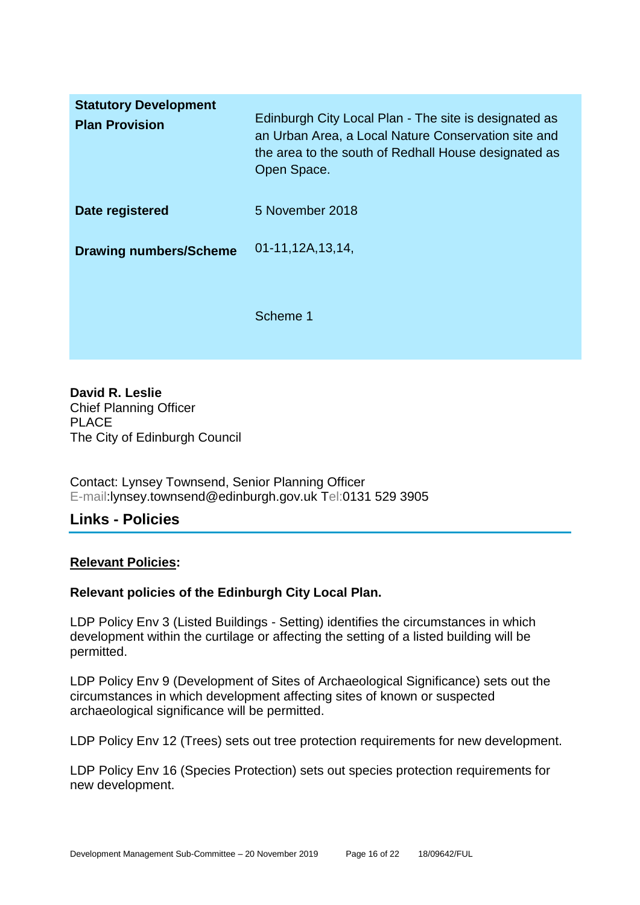| | |
| --- | --- |
| **Statutory Development Plan Provision** | Edinburgh City Local Plan - The site is designated as an Urban Area, a Local Nature Conservation site and the area to the south of Redhall House designated as Open Space. |
| **Date registered** | 5 November 2018 |
| **Drawing numbers/Scheme** | 01-11,12A,13,14,<br><br>Scheme 1 |

**David R. Leslie**
Chief Planning Officer
PLACE
The City of Edinburgh Council

Contact: Lynsey Townsend, Senior Planning Officer
E-mail:lynsey.townsend@edinburgh.gov.uk Tel:0131 529 3905

## Links - Policies

**Relevant Policies:**

**Relevant policies of the Edinburgh City Local Plan.**

LDP Policy Env 3 (Listed Buildings - Setting) identifies the circumstances in which development within the curtilage or affecting the setting of a listed building will be permitted.

LDP Policy Env 9 (Development of Sites of Archaeological Significance) sets out the circumstances in which development affecting sites of known or suspected archaeological significance will be permitted.

LDP Policy Env 12 (Trees) sets out tree protection requirements for new development.

LDP Policy Env 16 (Species Protection) sets out species protection requirements for new development.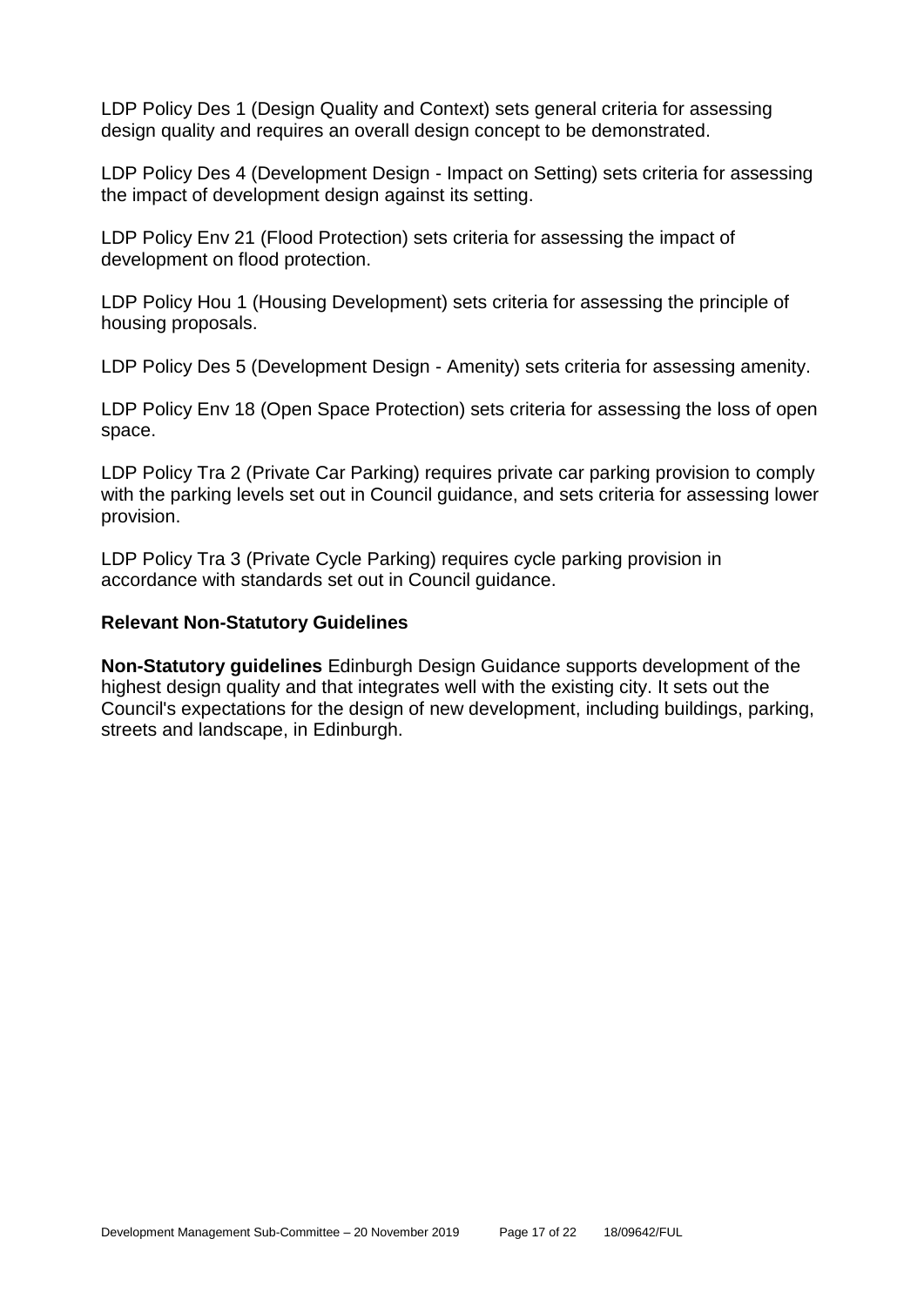LDP Policy Des 1 (Design Quality and Context) sets general criteria for assessing design quality and requires an overall design concept to be demonstrated.

LDP Policy Des 4 (Development Design - Impact on Setting) sets criteria for assessing the impact of development design against its setting.

LDP Policy Env 21 (Flood Protection) sets criteria for assessing the impact of development on flood protection.

LDP Policy Hou 1 (Housing Development) sets criteria for assessing the principle of housing proposals.

LDP Policy Des 5 (Development Design - Amenity) sets criteria for assessing amenity.

LDP Policy Env 18 (Open Space Protection) sets criteria for assessing the loss of open space.

LDP Policy Tra 2 (Private Car Parking) requires private car parking provision to comply with the parking levels set out in Council guidance, and sets criteria for assessing lower provision.

LDP Policy Tra 3 (Private Cycle Parking) requires cycle parking provision in accordance with standards set out in Council guidance.

### Relevant Non-Statutory Guidelines

**Non-Statutory guidelines** Edinburgh Design Guidance supports development of the highest design quality and that integrates well with the existing city. It sets out the Council's expectations for the design of new development, including buildings, parking, streets and landscape, in Edinburgh.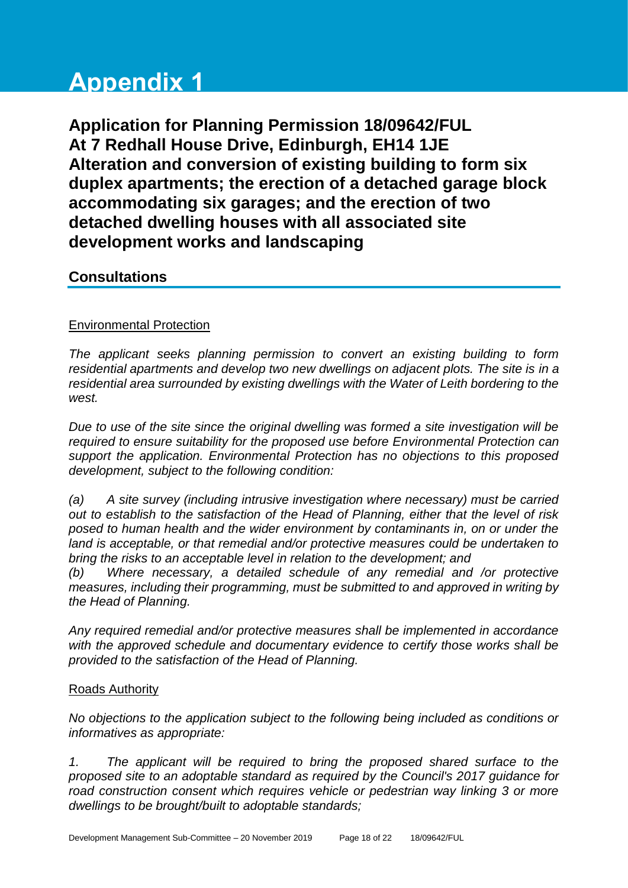# Appendix 1

## Application for Planning Permission 18/09642/FUL At 7 Redhall House Drive, Edinburgh, EH14 1JE Alteration and conversion of existing building to form six duplex apartments; the erection of a detached garage block accommodating six garages; and the erection of two detached dwelling houses with all associated site development works and landscaping

### Consultations

Environmental Protection

*The applicant seeks planning permission to convert an existing building to form residential apartments and develop two new dwellings on adjacent plots. The site is in a residential area surrounded by existing dwellings with the Water of Leith bordering to the west.*

*Due to use of the site since the original dwelling was formed a site investigation will be required to ensure suitability for the proposed use before Environmental Protection can support the application. Environmental Protection has no objections to this proposed development, subject to the following condition:*

*(a) A site survey (including intrusive investigation where necessary) must be carried out to establish to the satisfaction of the Head of Planning, either that the level of risk posed to human health and the wider environment by contaminants in, on or under the land is acceptable, or that remedial and/or protective measures could be undertaken to bring the risks to an acceptable level in relation to the development; and*
*(b) Where necessary, a detailed schedule of any remedial and /or protective measures, including their programming, must be submitted to and approved in writing by the Head of Planning.*

*Any required remedial and/or protective measures shall be implemented in accordance with the approved schedule and documentary evidence to certify those works shall be provided to the satisfaction of the Head of Planning.*

Roads Authority

*No objections to the application subject to the following being included as conditions or informatives as appropriate:*

*1. The applicant will be required to bring the proposed shared surface to the proposed site to an adoptable standard as required by the Council's 2017 guidance for road construction consent which requires vehicle or pedestrian way linking 3 or more dwellings to be brought/built to adoptable standards;*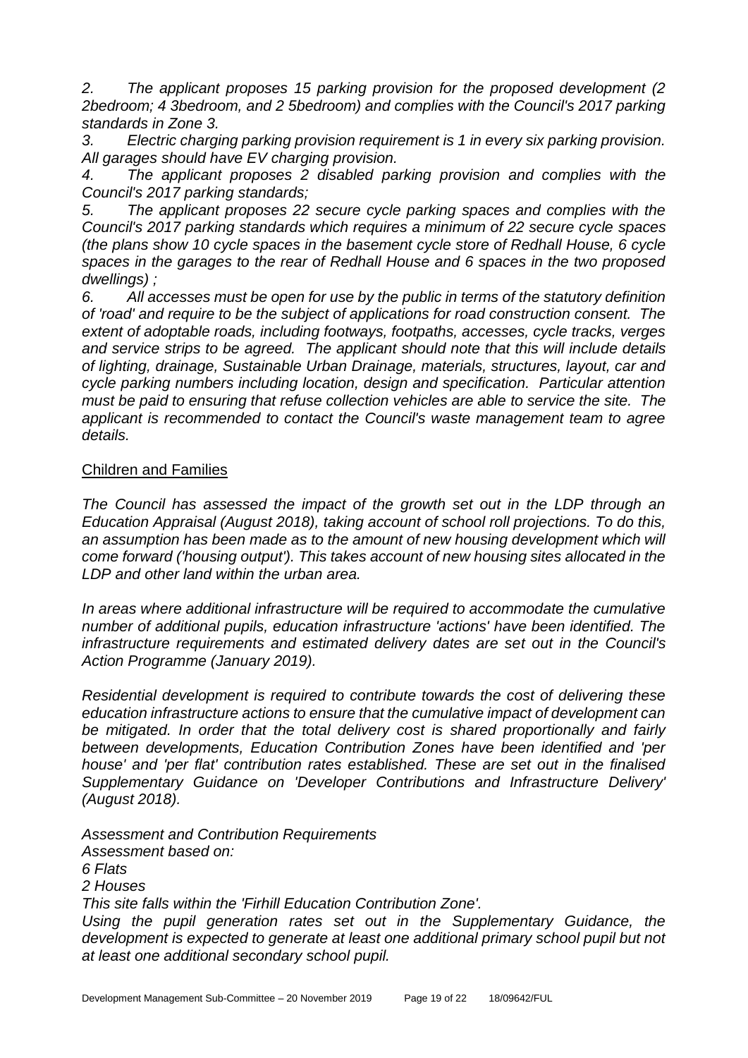*2. The applicant proposes 15 parking provision for the proposed development (2 2bedroom; 4 3bedroom, and 2 5bedroom) and complies with the Council's 2017 parking standards in Zone 3.*

*3. Electric charging parking provision requirement is 1 in every six parking provision. All garages should have EV charging provision.*

*4. The applicant proposes 2 disabled parking provision and complies with the Council's 2017 parking standards;*

*5. The applicant proposes 22 secure cycle parking spaces and complies with the Council's 2017 parking standards which requires a minimum of 22 secure cycle spaces (the plans show 10 cycle spaces in the basement cycle store of Redhall House, 6 cycle spaces in the garages to the rear of Redhall House and 6 spaces in the two proposed dwellings) ;*

*6. All accesses must be open for use by the public in terms of the statutory definition of 'road' and require to be the subject of applications for road construction consent. The extent of adoptable roads, including footways, footpaths, accesses, cycle tracks, verges and service strips to be agreed. The applicant should note that this will include details of lighting, drainage, Sustainable Urban Drainage, materials, structures, layout, car and cycle parking numbers including location, design and specification. Particular attention must be paid to ensuring that refuse collection vehicles are able to service the site. The applicant is recommended to contact the Council's waste management team to agree details.*

Children and Families

*The Council has assessed the impact of the growth set out in the LDP through an Education Appraisal (August 2018), taking account of school roll projections. To do this, an assumption has been made as to the amount of new housing development which will come forward ('housing output'). This takes account of new housing sites allocated in the LDP and other land within the urban area.*

*In areas where additional infrastructure will be required to accommodate the cumulative number of additional pupils, education infrastructure 'actions' have been identified. The infrastructure requirements and estimated delivery dates are set out in the Council's Action Programme (January 2019).*

*Residential development is required to contribute towards the cost of delivering these education infrastructure actions to ensure that the cumulative impact of development can be mitigated. In order that the total delivery cost is shared proportionally and fairly between developments, Education Contribution Zones have been identified and 'per house' and 'per flat' contribution rates established. These are set out in the finalised Supplementary Guidance on 'Developer Contributions and Infrastructure Delivery' (August 2018).*

*Assessment and Contribution Requirements*
*Assessment based on:*
*6 Flats*
*2 Houses*
*This site falls within the 'Firhill Education Contribution Zone'.*
*Using the pupil generation rates set out in the Supplementary Guidance, the development is expected to generate at least one additional primary school pupil but not at least one additional secondary school pupil.*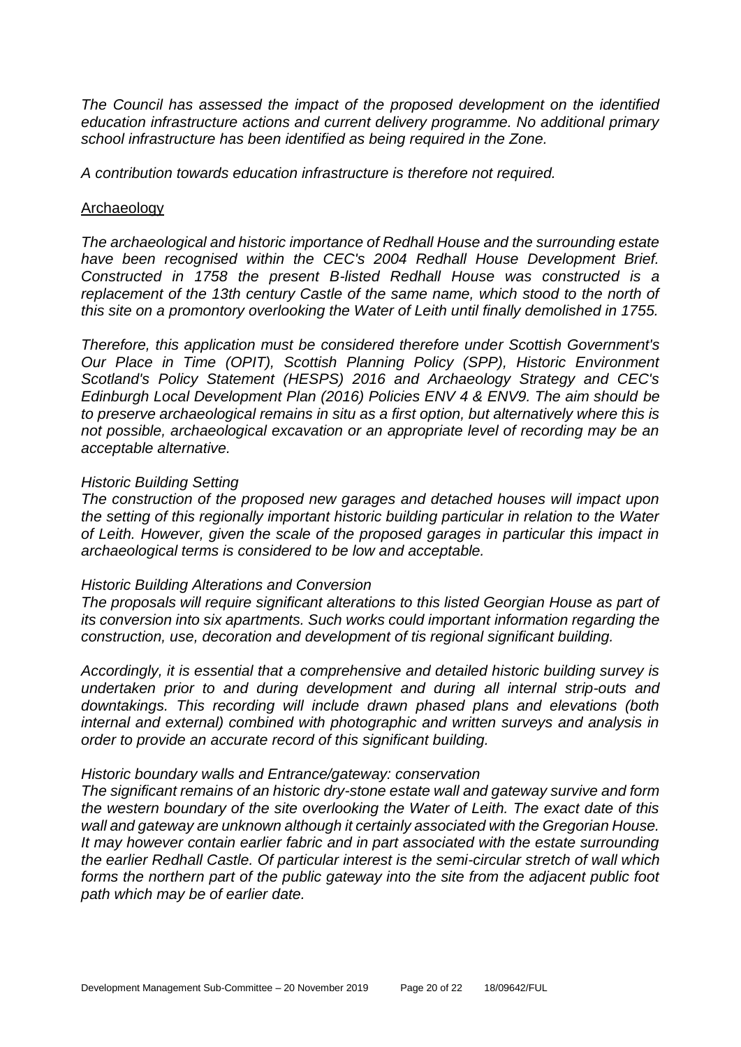*The Council has assessed the impact of the proposed development on the identified education infrastructure actions and current delivery programme. No additional primary school infrastructure has been identified as being required in the Zone.*

*A contribution towards education infrastructure is therefore not required.*

Archaeology

*The archaeological and historic importance of Redhall House and the surrounding estate have been recognised within the CEC's 2004 Redhall House Development Brief. Constructed in 1758 the present B-listed Redhall House was constructed is a replacement of the 13th century Castle of the same name, which stood to the north of this site on a promontory overlooking the Water of Leith until finally demolished in 1755.*

*Therefore, this application must be considered therefore under Scottish Government's Our Place in Time (OPIT), Scottish Planning Policy (SPP), Historic Environment Scotland's Policy Statement (HESPS) 2016 and Archaeology Strategy and CEC's Edinburgh Local Development Plan (2016) Policies ENV 4 & ENV9. The aim should be to preserve archaeological remains in situ as a first option, but alternatively where this is not possible, archaeological excavation or an appropriate level of recording may be an acceptable alternative.*

*Historic Building Setting*

*The construction of the proposed new garages and detached houses will impact upon the setting of this regionally important historic building particular in relation to the Water of Leith. However, given the scale of the proposed garages in particular this impact in archaeological terms is considered to be low and acceptable.*

*Historic Building Alterations and Conversion*

*The proposals will require significant alterations to this listed Georgian House as part of its conversion into six apartments. Such works could important information regarding the construction, use, decoration and development of tis regional significant building.*

*Accordingly, it is essential that a comprehensive and detailed historic building survey is undertaken prior to and during development and during all internal strip-outs and downtakings. This recording will include drawn phased plans and elevations (both internal and external) combined with photographic and written surveys and analysis in order to provide an accurate record of this significant building.*

*Historic boundary walls and Entrance/gateway: conservation*

*The significant remains of an historic dry-stone estate wall and gateway survive and form the western boundary of the site overlooking the Water of Leith. The exact date of this wall and gateway are unknown although it certainly associated with the Gregorian House. It may however contain earlier fabric and in part associated with the estate surrounding the earlier Redhall Castle. Of particular interest is the semi-circular stretch of wall which forms the northern part of the public gateway into the site from the adjacent public foot path which may be of earlier date.*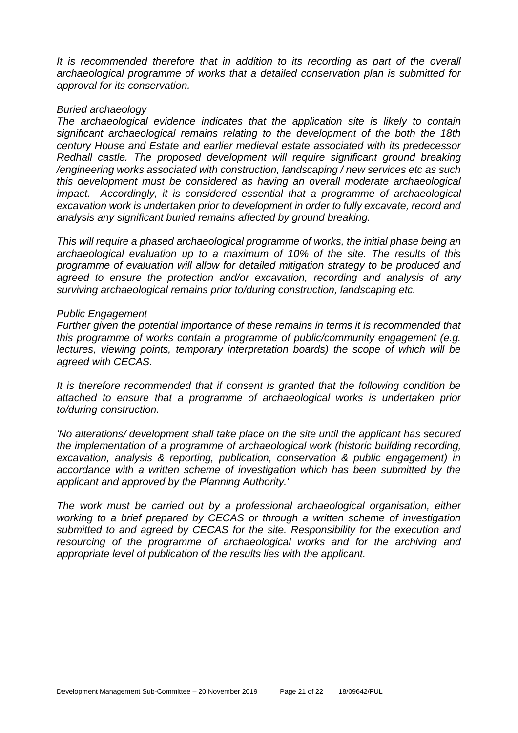*It is recommended therefore that in addition to its recording as part of the overall archaeological programme of works that a detailed conservation plan is submitted for approval for its conservation.*

*Buried archaeology*

*The archaeological evidence indicates that the application site is likely to contain significant archaeological remains relating to the development of the both the 18th century House and Estate and earlier medieval estate associated with its predecessor Redhall castle. The proposed development will require significant ground breaking /engineering works associated with construction, landscaping / new services etc as such this development must be considered as having an overall moderate archaeological impact. Accordingly, it is considered essential that a programme of archaeological excavation work is undertaken prior to development in order to fully excavate, record and analysis any significant buried remains affected by ground breaking.*

*This will require a phased archaeological programme of works, the initial phase being an archaeological evaluation up to a maximum of 10% of the site. The results of this programme of evaluation will allow for detailed mitigation strategy to be produced and agreed to ensure the protection and/or excavation, recording and analysis of any surviving archaeological remains prior to/during construction, landscaping etc.*

*Public Engagement*

*Further given the potential importance of these remains in terms it is recommended that this programme of works contain a programme of public/community engagement (e.g. lectures, viewing points, temporary interpretation boards) the scope of which will be agreed with CECAS.*

*It is therefore recommended that if consent is granted that the following condition be attached to ensure that a programme of archaeological works is undertaken prior to/during construction.*

*'No alterations/ development shall take place on the site until the applicant has secured the implementation of a programme of archaeological work (historic building recording, excavation, analysis & reporting, publication, conservation & public engagement) in accordance with a written scheme of investigation which has been submitted by the applicant and approved by the Planning Authority.'*

*The work must be carried out by a professional archaeological organisation, either working to a brief prepared by CECAS or through a written scheme of investigation submitted to and agreed by CECAS for the site. Responsibility for the execution and resourcing of the programme of archaeological works and for the archiving and appropriate level of publication of the results lies with the applicant.*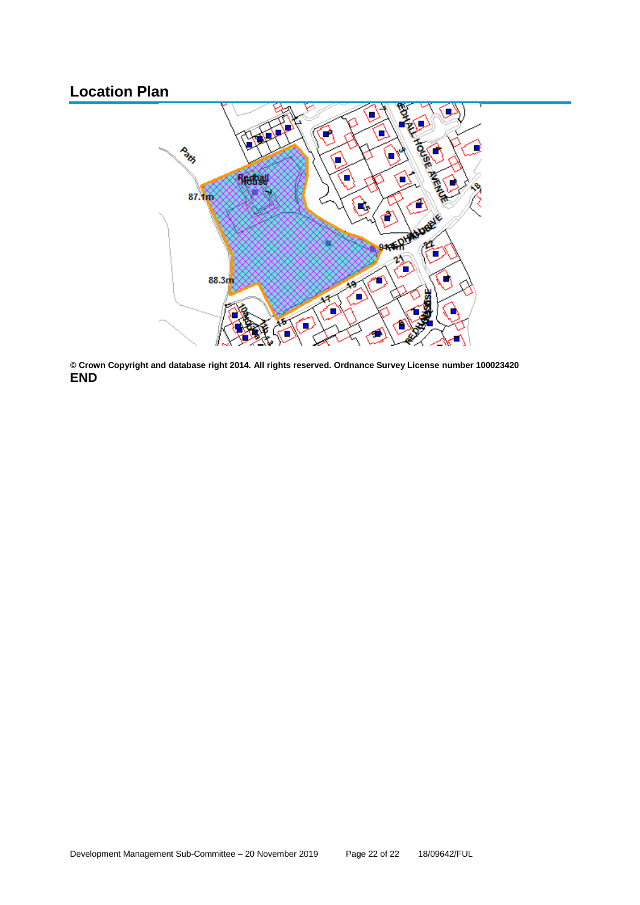## Location Plan

**© Crown Copyright and database right 2014. All rights reserved. Ordnance Survey License number 100023420**

**END**